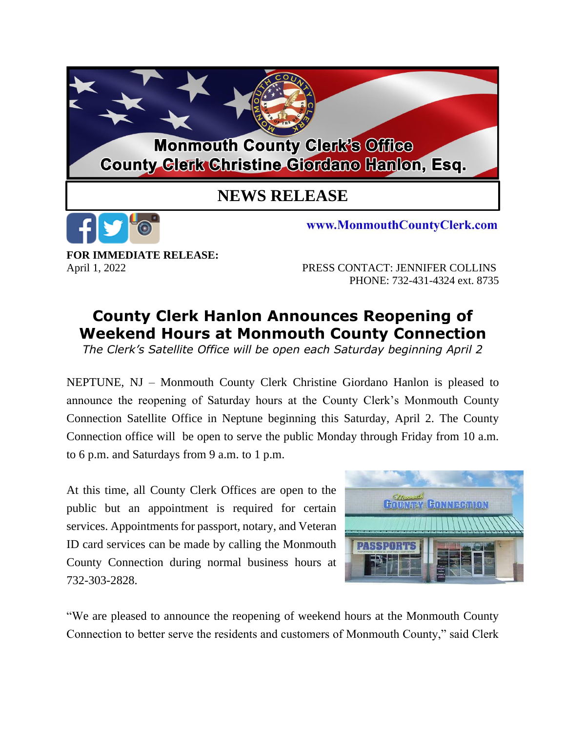Monmouth County Clerk's Office
County Clerk Christine Giordano Hanlon, Esq.

# NEWS RELEASE

www.MonmouthCountyClerk.com

**FOR IMMEDIATE RELEASE:**
April 1, 2022

PRESS CONTACT: JENNIFER COLLINS
PHONE: 732-431-4324 ext. 8735

## County Clerk Hanlon Announces Reopening of Weekend Hours at Monmouth County Connection

*The Clerk's Satellite Office will be open each Saturday beginning April 2*

NEPTUNE, NJ – Monmouth County Clerk Christine Giordano Hanlon is pleased to announce the reopening of Saturday hours at the County Clerk's Monmouth County Connection Satellite Office in Neptune beginning this Saturday, April 2. The County Connection office will be open to serve the public Monday through Friday from 10 a.m. to 6 p.m. and Saturdays from 9 a.m. to 1 p.m.

At this time, all County Clerk Offices are open to the public but an appointment is required for certain services. Appointments for passport, notary, and Veteran ID card services can be made by calling the Monmouth County Connection during normal business hours at 732-303-2828.

"We are pleased to announce the reopening of weekend hours at the Monmouth County Connection to better serve the residents and customers of Monmouth County," said Clerk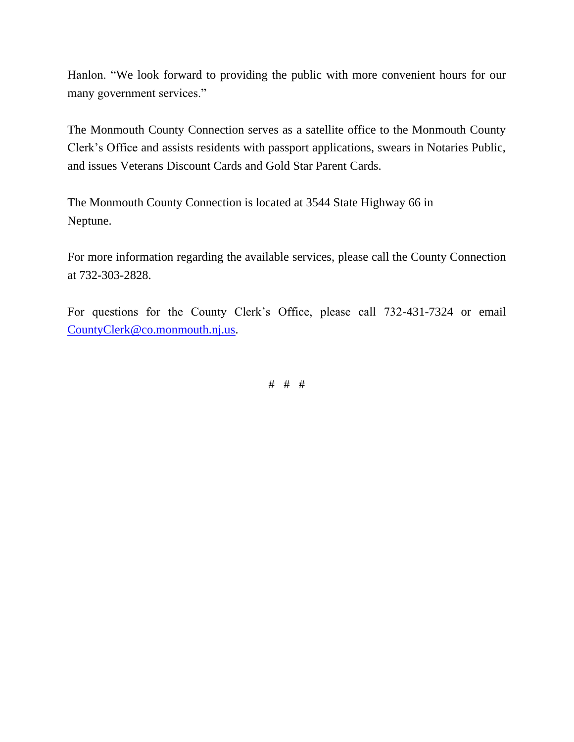Hanlon. "We look forward to providing the public with more convenient hours for our many government services."

The Monmouth County Connection serves as a satellite office to the Monmouth County Clerk's Office and assists residents with passport applications, swears in Notaries Public, and issues Veterans Discount Cards and Gold Star Parent Cards.

The Monmouth County Connection is located at 3544 State Highway 66 in Neptune.

For more information regarding the available services, please call the County Connection at 732-303-2828.

For questions for the County Clerk's Office, please call 732-431-7324 or email CountyClerk@co.monmouth.nj.us.

# # #